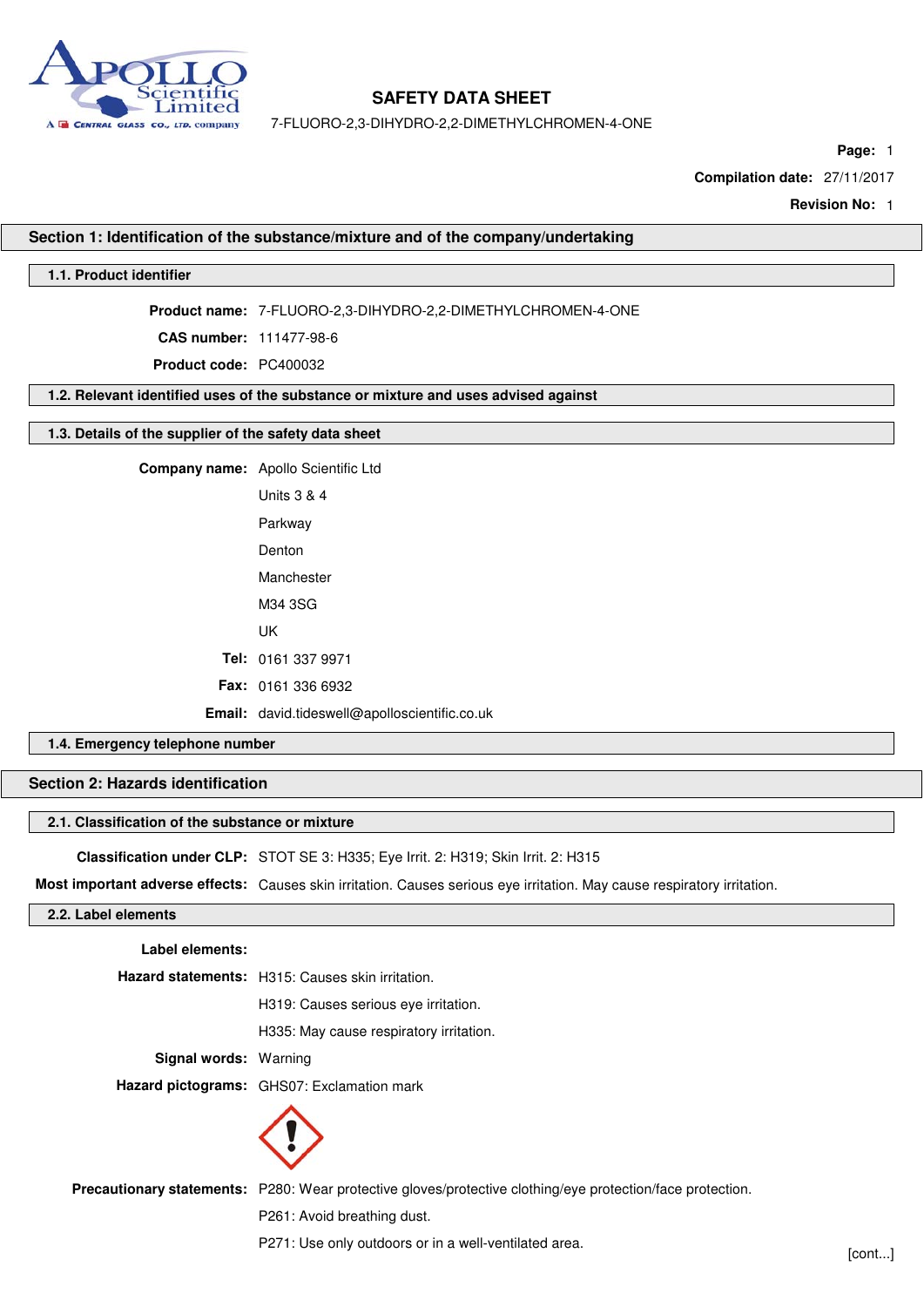# SAFETY DATA SHEET

7-FLUORO-2,3-DIHYDRO-2,2-DIMETHYLCHROMEN-4-ONE

**Page:** 1

**Compilation date:** 27/11/2017

**Revision No:** 1

## Section 1: Identification of the substance/mixture and of the company/undertaking

### 1.1. Product identifier

**Product name:** 7-FLUORO-2,3-DIHYDRO-2,2-DIMETHYLCHROMEN-4-ONE

**CAS number:** 111477-98-6

**Product code:** PC400032

### 1.2. Relevant identified uses of the substance or mixture and uses advised against

### 1.3. Details of the supplier of the safety data sheet

**Company name:** Apollo Scientific Ltd

Units 3 & 4

Parkway

Denton

Manchester

M34 3SG

UK

**Tel:** 0161 337 9971

**Fax:** 0161 336 6932

**Email:** david.tideswell@apolloscientific.co.uk

### 1.4. Emergency telephone number

## Section 2: Hazards identification

### 2.1. Classification of the substance or mixture

**Classification under CLP:** STOT SE 3: H335; Eye Irrit. 2: H319; Skin Irrit. 2: H315

**Most important adverse effects:** Causes skin irritation. Causes serious eye irritation. May cause respiratory irritation.

### 2.2. Label elements

**Label elements:**

**Hazard statements:** H315: Causes skin irritation.

H319: Causes serious eye irritation.

H335: May cause respiratory irritation.

**Signal words:** Warning

**Hazard pictograms:** GHS07: Exclamation mark

**Precautionary statements:** P280: Wear protective gloves/protective clothing/eye protection/face protection.

P261: Avoid breathing dust.

P271: Use only outdoors or in a well-ventilated area.

[cont...]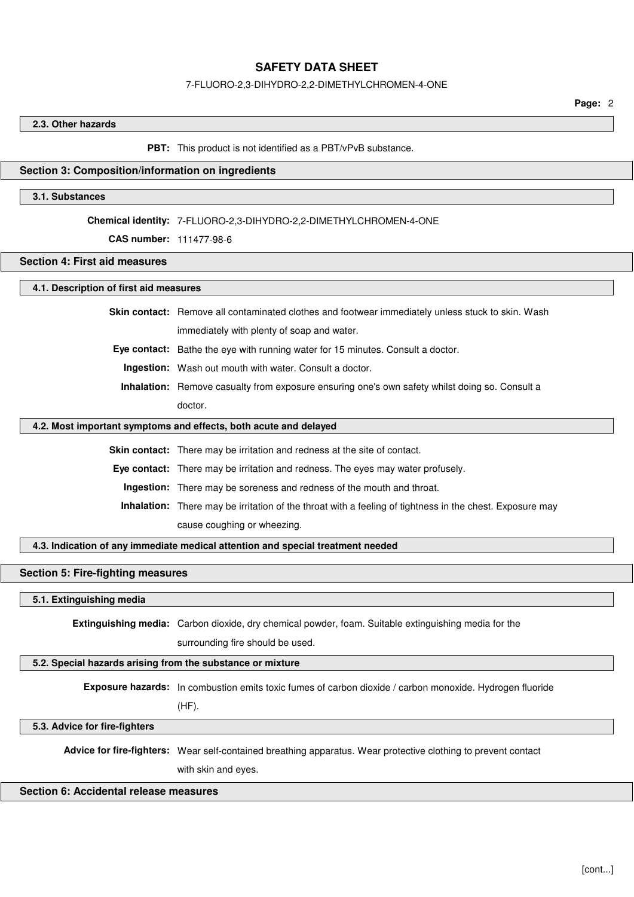### 2.3. Other hazards

**PBT:** This product is not identified as a PBT/vPvB substance.

## Section 3: Composition/information on ingredients

### 3.1. Substances

**Chemical identity:** 7-FLUORO-2,3-DIHYDRO-2,2-DIMETHYLCHROMEN-4-ONE

**CAS number:** 111477-98-6

## Section 4: First aid measures

### 4.1. Description of first aid measures

**Skin contact:** Remove all contaminated clothes and footwear immediately unless stuck to skin. Wash immediately with plenty of soap and water.

**Eye contact:** Bathe the eye with running water for 15 minutes. Consult a doctor.

**Ingestion:** Wash out mouth with water. Consult a doctor.

**Inhalation:** Remove casualty from exposure ensuring one's own safety whilst doing so. Consult a doctor.

### 4.2. Most important symptoms and effects, both acute and delayed

**Skin contact:** There may be irritation and redness at the site of contact.

**Eye contact:** There may be irritation and redness. The eyes may water profusely.

**Ingestion:** There may be soreness and redness of the mouth and throat.

**Inhalation:** There may be irritation of the throat with a feeling of tightness in the chest. Exposure may cause coughing or wheezing.

### 4.3. Indication of any immediate medical attention and special treatment needed

## Section 5: Fire-fighting measures

### 5.1. Extinguishing media

**Extinguishing media:** Carbon dioxide, dry chemical powder, foam. Suitable extinguishing media for the surrounding fire should be used.

### 5.2. Special hazards arising from the substance or mixture

**Exposure hazards:** In combustion emits toxic fumes of carbon dioxide / carbon monoxide. Hydrogen fluoride (HF).

### 5.3. Advice for fire-fighters

**Advice for fire-fighters:** Wear self-contained breathing apparatus. Wear protective clothing to prevent contact with skin and eyes.

## Section 6: Accidental release measures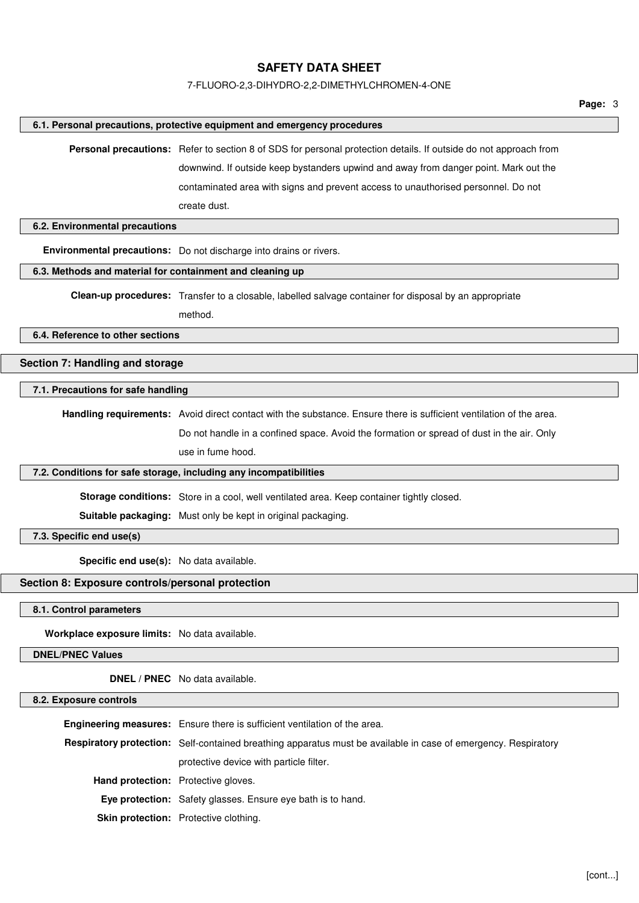### 6.1. Personal precautions, protective equipment and emergency procedures

**Personal precautions:** Refer to section 8 of SDS for personal protection details. If outside do not approach from downwind. If outside keep bystanders upwind and away from danger point. Mark out the contaminated area with signs and prevent access to unauthorised personnel. Do not create dust.

### 6.2. Environmental precautions

**Environmental precautions:** Do not discharge into drains or rivers.

### 6.3. Methods and material for containment and cleaning up

**Clean-up procedures:** Transfer to a closable, labelled salvage container for disposal by an appropriate method.

### 6.4. Reference to other sections

## Section 7: Handling and storage

### 7.1. Precautions for safe handling

**Handling requirements:** Avoid direct contact with the substance. Ensure there is sufficient ventilation of the area. Do not handle in a confined space. Avoid the formation or spread of dust in the air. Only use in fume hood.

### 7.2. Conditions for safe storage, including any incompatibilities

**Storage conditions:** Store in a cool, well ventilated area. Keep container tightly closed.

**Suitable packaging:** Must only be kept in original packaging.

### 7.3. Specific end use(s)

**Specific end use(s):** No data available.

## Section 8: Exposure controls/personal protection

### 8.1. Control parameters

**Workplace exposure limits:** No data available.

### DNEL/PNEC Values

**DNEL / PNEC** No data available.

### 8.2. Exposure controls

**Engineering measures:** Ensure there is sufficient ventilation of the area.

**Respiratory protection:** Self-contained breathing apparatus must be available in case of emergency. Respiratory protective device with particle filter.

**Hand protection:** Protective gloves.

**Eye protection:** Safety glasses. Ensure eye bath is to hand.

**Skin protection:** Protective clothing.

[cont...]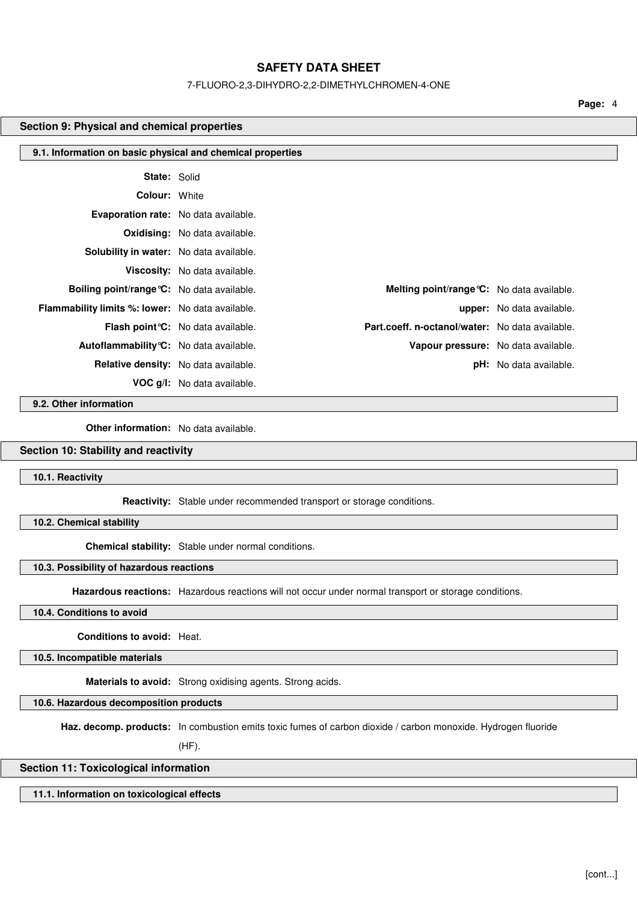## Section 9: Physical and chemical properties

### 9.1. Information on basic physical and chemical properties

**State:** Solid

**Colour:** White

**Evaporation rate:** No data available.

**Oxidising:** No data available.

**Solubility in water:** No data available.

**Viscosity:** No data available.

| | | | |
|---|---|---|---|
| **Boiling point/range°C:** | No data available. | **Melting point/range°C:** | No data available. |
| **Flammability limits %: lower:** | No data available. | **upper:** | No data available. |
| **Flash point°C:** | No data available. | **Part.coeff. n-octanol/water:** | No data available. |
| **Autoflammability°C:** | No data available. | **Vapour pressure:** | No data available. |
| **Relative density:** | No data available. | **pH:** | No data available. |
| **VOC g/l:** | No data available. | | |

### 9.2. Other information

**Other information:** No data available.

## Section 10: Stability and reactivity

### 10.1. Reactivity

**Reactivity:** Stable under recommended transport or storage conditions.

### 10.2. Chemical stability

**Chemical stability:** Stable under normal conditions.

### 10.3. Possibility of hazardous reactions

**Hazardous reactions:** Hazardous reactions will not occur under normal transport or storage conditions.

### 10.4. Conditions to avoid

**Conditions to avoid:** Heat.

### 10.5. Incompatible materials

**Materials to avoid:** Strong oxidising agents. Strong acids.

### 10.6. Hazardous decomposition products

**Haz. decomp. products:** In combustion emits toxic fumes of carbon dioxide / carbon monoxide. Hydrogen fluoride (HF).

## Section 11: Toxicological information

### 11.1. Information on toxicological effects

[cont...]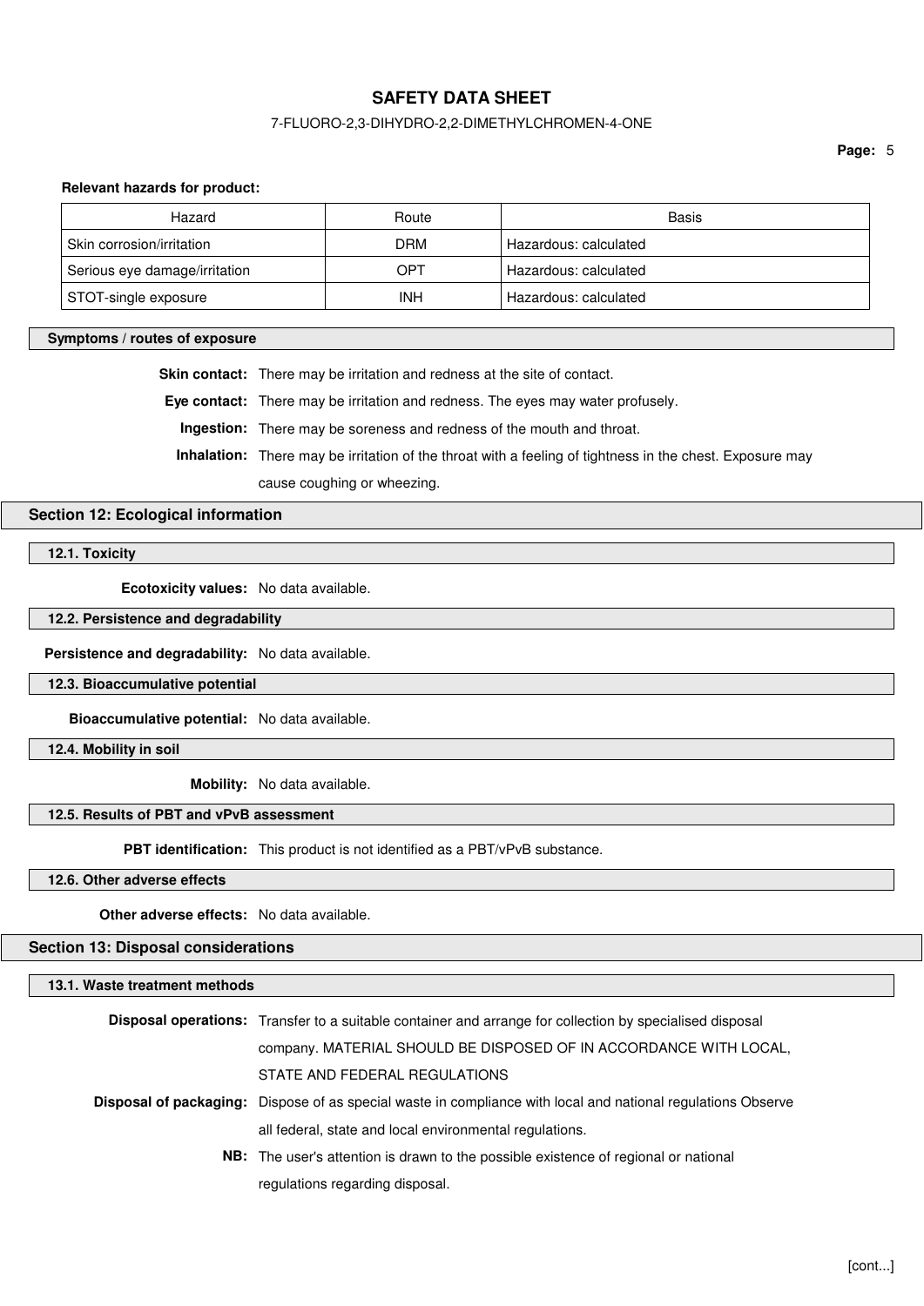**Relevant hazards for product:**

| Hazard | Route | Basis |
|---|---|---|
| Skin corrosion/irritation | DRM | Hazardous: calculated |
| Serious eye damage/irritation | OPT | Hazardous: calculated |
| STOT-single exposure | INH | Hazardous: calculated |

### Symptoms / routes of exposure

**Skin contact:** There may be irritation and redness at the site of contact.

**Eye contact:** There may be irritation and redness. The eyes may water profusely.

**Ingestion:** There may be soreness and redness of the mouth and throat.

**Inhalation:** There may be irritation of the throat with a feeling of tightness in the chest. Exposure may cause coughing or wheezing.

## Section 12: Ecological information

### 12.1. Toxicity

**Ecotoxicity values:** No data available.

### 12.2. Persistence and degradability

**Persistence and degradability:** No data available.

### 12.3. Bioaccumulative potential

**Bioaccumulative potential:** No data available.

### 12.4. Mobility in soil

**Mobility:** No data available.

### 12.5. Results of PBT and vPvB assessment

**PBT identification:** This product is not identified as a PBT/vPvB substance.

### 12.6. Other adverse effects

**Other adverse effects:** No data available.

## Section 13: Disposal considerations

### 13.1. Waste treatment methods

**Disposal operations:** Transfer to a suitable container and arrange for collection by specialised disposal company. MATERIAL SHOULD BE DISPOSED OF IN ACCORDANCE WITH LOCAL, STATE AND FEDERAL REGULATIONS

**Disposal of packaging:** Dispose of as special waste in compliance with local and national regulations Observe all federal, state and local environmental regulations.

**NB:** The user's attention is drawn to the possible existence of regional or national regulations regarding disposal.

[cont...]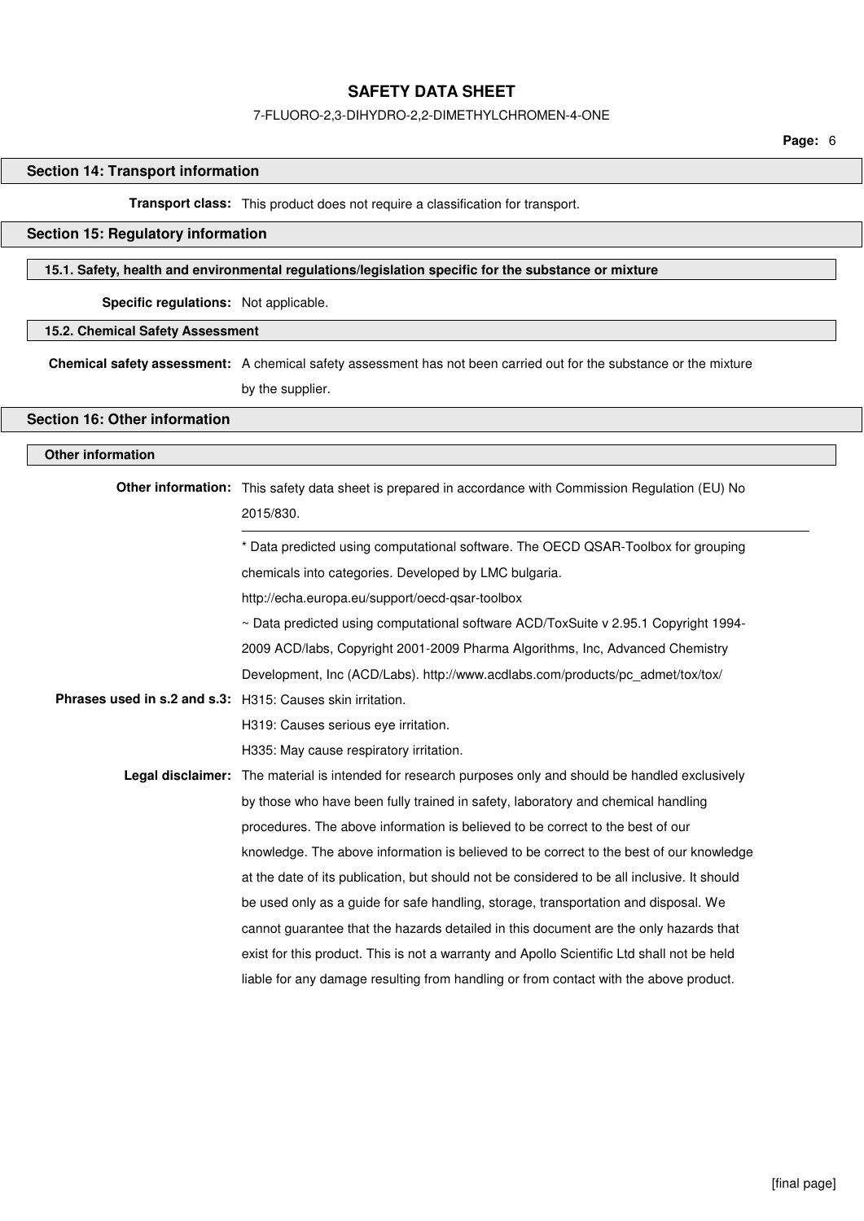## Section 14: Transport information

**Transport class:** This product does not require a classification for transport.

## Section 15: Regulatory information

### 15.1. Safety, health and environmental regulations/legislation specific for the substance or mixture

**Specific regulations:** Not applicable.

### 15.2. Chemical Safety Assessment

**Chemical safety assessment:** A chemical safety assessment has not been carried out for the substance or the mixture by the supplier.

## Section 16: Other information

### Other information

**Other information:** This safety data sheet is prepared in accordance with Commission Regulation (EU) No 2015/830.

---

* Data predicted using computational software. The OECD QSAR-Toolbox for grouping chemicals into categories. Developed by LMC bulgaria. http://echa.europa.eu/support/oecd-qsar-toolbox

~ Data predicted using computational software ACD/ToxSuite v 2.95.1 Copyright 1994-2009 ACD/labs, Copyright 2001-2009 Pharma Algorithms, Inc, Advanced Chemistry Development, Inc (ACD/Labs). http://www.acdlabs.com/products/pc_admet/tox/tox/

**Phrases used in s.2 and s.3:** H315: Causes skin irritation.
H319: Causes serious eye irritation.
H335: May cause respiratory irritation.

**Legal disclaimer:** The material is intended for research purposes only and should be handled exclusively by those who have been fully trained in safety, laboratory and chemical handling procedures. The above information is believed to be correct to the best of our knowledge. The above information is believed to be correct to the best of our knowledge at the date of its publication, but should not be considered to be all inclusive. It should be used only as a guide for safe handling, storage, transportation and disposal. We cannot guarantee that the hazards detailed in this document are the only hazards that exist for this product. This is not a warranty and Apollo Scientific Ltd shall not be held liable for any damage resulting from handling or from contact with the above product.